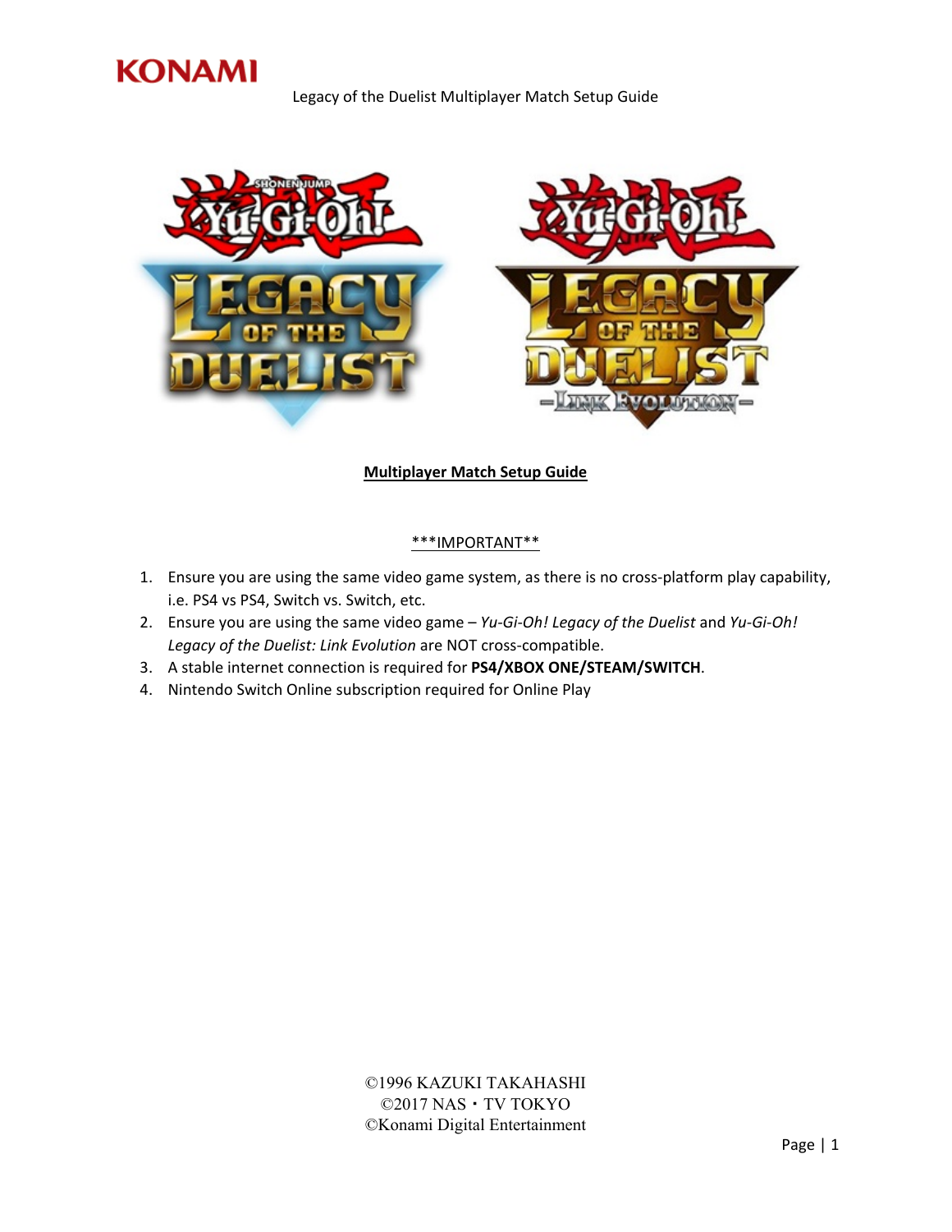**KONAMI**

## Multiplayer Match Setup Guide

***IMPORTANT**

1. Ensure you are using the same video game system, as there is no cross-platform play capability, i.e. PS4 vs PS4, Switch vs. Switch, etc.
2. Ensure you are using the same video game – *Yu-Gi-Oh! Legacy of the Duelist* and *Yu-Gi-Oh! Legacy of the Duelist: Link Evolution* are NOT cross-compatible.
3. A stable internet connection is required for **PS4/XBOX ONE/STEAM/SWITCH**.
4. Nintendo Switch Online subscription required for Online Play

©1996 KAZUKI TAKAHASHI
©2017 NAS・TV TOKYO
©Konami Digital Entertainment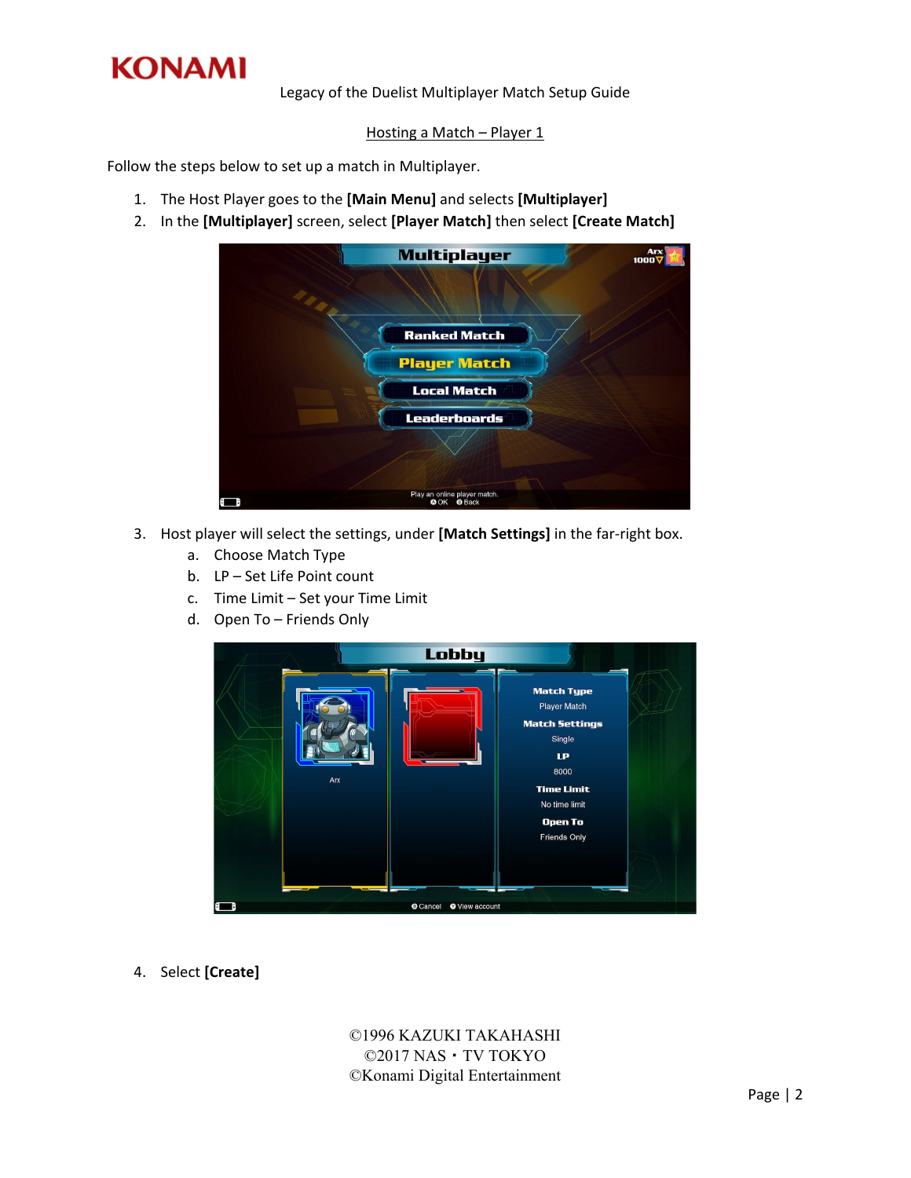Legacy of the Duelist Multiplayer Match Setup Guide

## Hosting a Match – Player 1

Follow the steps below to set up a match in Multiplayer.

1. The Host Player goes to the **[Main Menu]** and selects **[Multiplayer]**
2. In the **[Multiplayer]** screen, select **[Player Match]** then select **[Create Match]**
3. Host player will select the settings, under **[Match Settings]** in the far-right box.
   a. Choose Match Type
   b. LP – Set Life Point count
   c. Time Limit – Set your Time Limit
   d. Open To – Friends Only
4. Select **[Create]**

©1996 KAZUKI TAKAHASHI
©2017 NAS・TV TOKYO
©Konami Digital Entertainment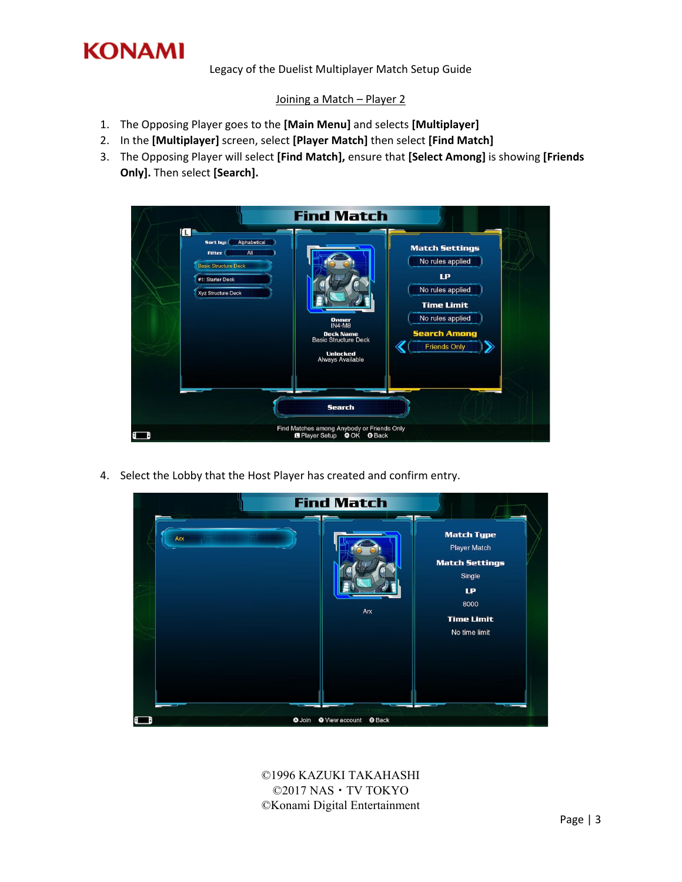Legacy of the Duelist Multiplayer Match Setup Guide

## Joining a Match – Player 2

1. The Opposing Player goes to the **[Main Menu]** and selects **[Multiplayer]**
2. In the **[Multiplayer]** screen, select **[Player Match]** then select **[Find Match]**
3. The Opposing Player will select **[Find Match],** ensure that **[Select Among]** is showing **[Friends Only].** Then select **[Search].**

4. Select the Lobby that the Host Player has created and confirm entry.

©1996 KAZUKI TAKAHASHI
©2017 NAS・TV TOKYO
©Konami Digital Entertainment